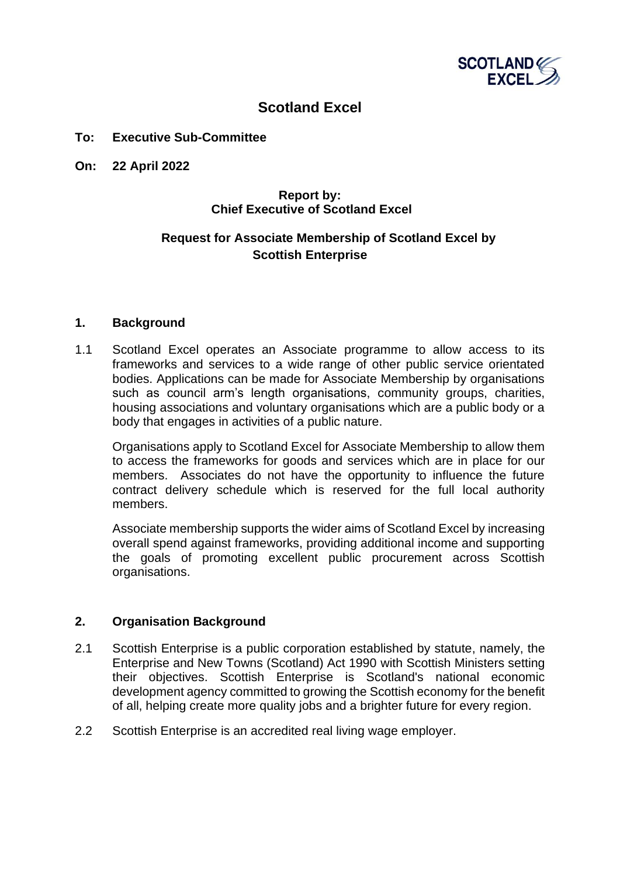# Scotland Excel

**To: Executive Sub-Committee**

**On: 22 April 2022**

**Report by:**
**Chief Executive of Scotland Excel**

**Request for Associate Membership of Scotland Excel by Scottish Enterprise**

## 1. Background

1.1 Scotland Excel operates an Associate programme to allow access to its frameworks and services to a wide range of other public service orientated bodies. Applications can be made for Associate Membership by organisations such as council arm's length organisations, community groups, charities, housing associations and voluntary organisations which are a public body or a body that engages in activities of a public nature.

Organisations apply to Scotland Excel for Associate Membership to allow them to access the frameworks for goods and services which are in place for our members. Associates do not have the opportunity to influence the future contract delivery schedule which is reserved for the full local authority members.

Associate membership supports the wider aims of Scotland Excel by increasing overall spend against frameworks, providing additional income and supporting the goals of promoting excellent public procurement across Scottish organisations.

## 2. Organisation Background

2.1 Scottish Enterprise is a public corporation established by statute, namely, the Enterprise and New Towns (Scotland) Act 1990 with Scottish Ministers setting their objectives. Scottish Enterprise is Scotland's national economic development agency committed to growing the Scottish economy for the benefit of all, helping create more quality jobs and a brighter future for every region.

2.2 Scottish Enterprise is an accredited real living wage employer.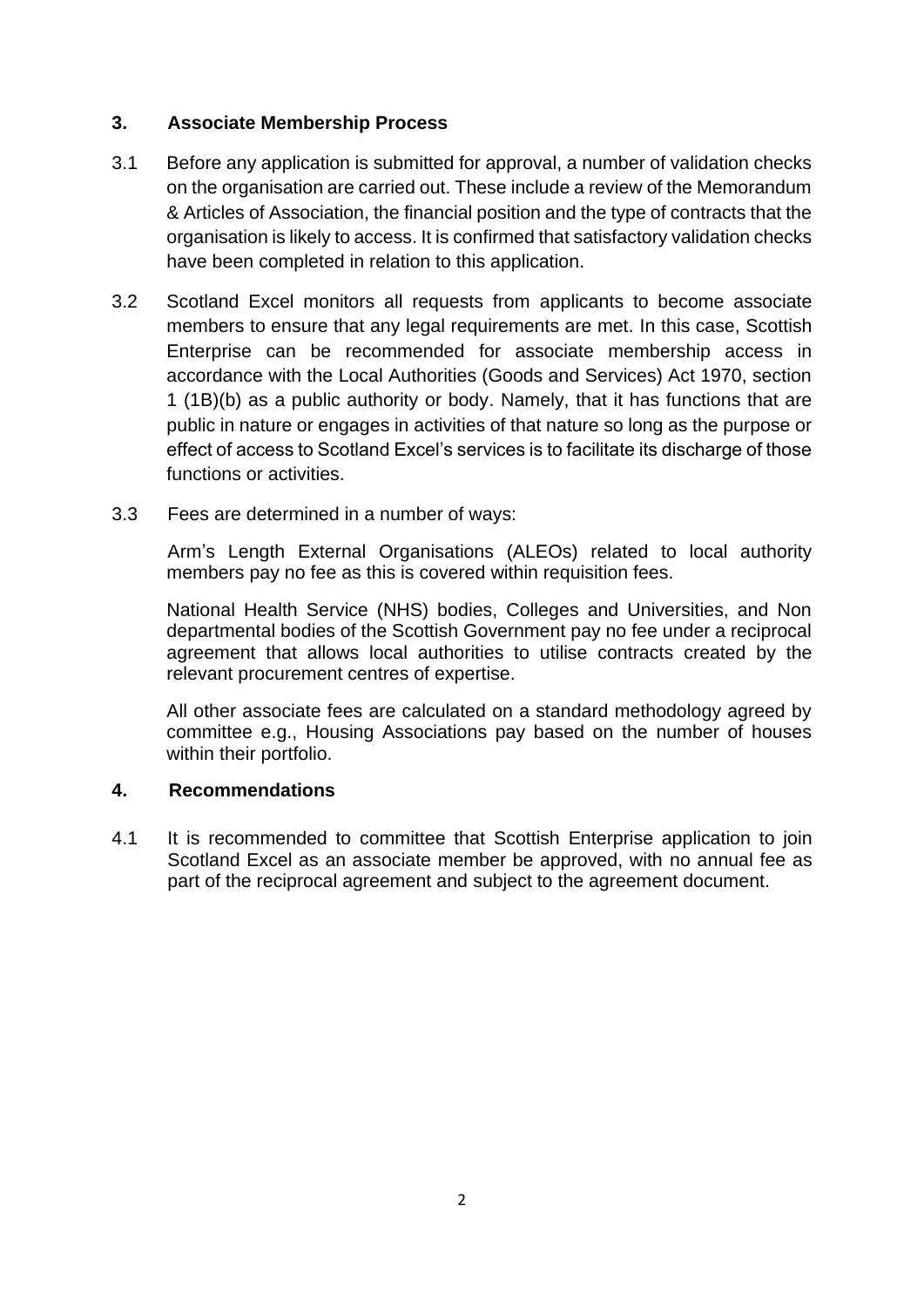## 3. Associate Membership Process

3.1 Before any application is submitted for approval, a number of validation checks on the organisation are carried out. These include a review of the Memorandum & Articles of Association, the financial position and the type of contracts that the organisation is likely to access. It is confirmed that satisfactory validation checks have been completed in relation to this application.

3.2 Scotland Excel monitors all requests from applicants to become associate members to ensure that any legal requirements are met. In this case, Scottish Enterprise can be recommended for associate membership access in accordance with the Local Authorities (Goods and Services) Act 1970, section 1 (1B)(b) as a public authority or body. Namely, that it has functions that are public in nature or engages in activities of that nature so long as the purpose or effect of access to Scotland Excel's services is to facilitate its discharge of those functions or activities.

3.3 Fees are determined in a number of ways:

Arm's Length External Organisations (ALEOs) related to local authority members pay no fee as this is covered within requisition fees.

National Health Service (NHS) bodies, Colleges and Universities, and Non departmental bodies of the Scottish Government pay no fee under a reciprocal agreement that allows local authorities to utilise contracts created by the relevant procurement centres of expertise.

All other associate fees are calculated on a standard methodology agreed by committee e.g., Housing Associations pay based on the number of houses within their portfolio.

## 4. Recommendations

4.1 It is recommended to committee that Scottish Enterprise application to join Scotland Excel as an associate member be approved, with no annual fee as part of the reciprocal agreement and subject to the agreement document.